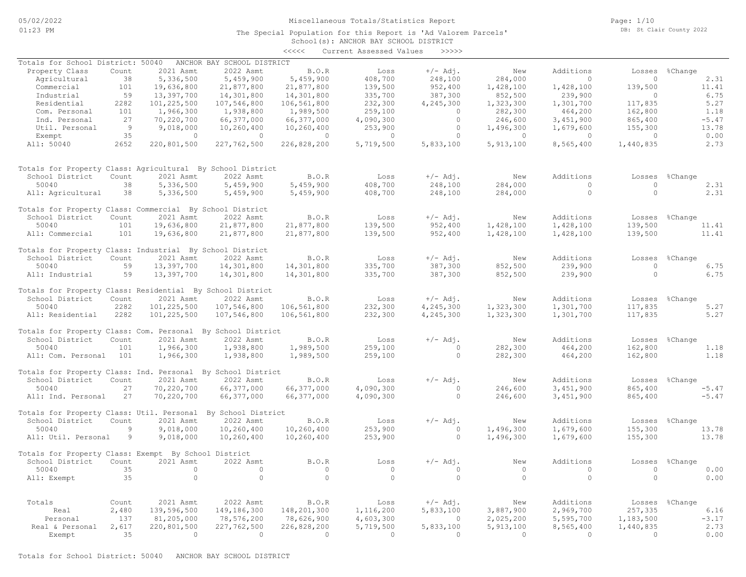05/02/2022
01:23 PM

# Miscellaneous Totals/Statistics Report

The Special Population for this Report is 'Ad Valorem Parcels'
School(s): ANCHOR BAY SCHOOL DISTRICT
<<<<< Current Assessed Values >>>>>

DB: St Clair County 2022

Totals for School District: 50040 ANCHOR BAY SCHOOL DISTRICT

| Property Class | Count | 2021 Asmt | 2022 Asmt | B.O.R | Loss | +/- Adj. | New | Additions | Losses | %Change |
|---|---|---|---|---|---|---|---|---|---|---|
| Agricultural | 38 | 5,336,500 | 5,459,900 | 5,459,900 | 408,700 | 248,100 | 284,000 | 0 | 0 | 2.31 |
| Commercial | 101 | 19,636,800 | 21,877,800 | 21,877,800 | 139,500 | 952,400 | 1,428,100 | 1,428,100 | 139,500 | 11.41 |
| Industrial | 59 | 13,397,700 | 14,301,800 | 14,301,800 | 335,700 | 387,300 | 852,500 | 239,900 | 0 | 6.75 |
| Residential | 2282 | 101,225,500 | 107,546,800 | 106,561,800 | 232,300 | 4,245,300 | 1,323,300 | 1,301,700 | 117,835 | 5.27 |
| Com. Personal | 101 | 1,966,300 | 1,938,800 | 1,989,500 | 259,100 | 0 | 282,300 | 464,200 | 162,800 | 1.18 |
| Ind. Personal | 27 | 70,220,700 | 66,377,000 | 66,377,000 | 4,090,300 | 0 | 246,600 | 3,451,900 | 865,400 | -5.47 |
| Util. Personal | 9 | 9,018,000 | 10,260,400 | 10,260,400 | 253,900 | 0 | 1,496,300 | 1,679,600 | 155,300 | 13.78 |
| Exempt | 35 | 0 | 0 | 0 | 0 | 0 | 0 | 0 | 0 | 0.00 |
| All: 50040 | 2652 | 220,801,500 | 227,762,500 | 226,828,200 | 5,719,500 | 5,833,100 | 5,913,100 | 8,565,400 | 1,440,835 | 2.73 |

Totals for Property Class: Agricultural By School District

| School District | Count | 2021 Asmt | 2022 Asmt | B.O.R | Loss | +/- Adj. | New | Additions | Losses | %Change |
|---|---|---|---|---|---|---|---|---|---|---|
| 50040 | 38 | 5,336,500 | 5,459,900 | 5,459,900 | 408,700 | 248,100 | 284,000 | 0 | 0 | 2.31 |
| All: Agricultural | 38 | 5,336,500 | 5,459,900 | 5,459,900 | 408,700 | 248,100 | 284,000 | 0 | 0 | 2.31 |

Totals for Property Class: Commercial By School District

| School District | Count | 2021 Asmt | 2022 Asmt | B.O.R | Loss | +/- Adj. | New | Additions | Losses | %Change |
|---|---|---|---|---|---|---|---|---|---|---|
| 50040 | 101 | 19,636,800 | 21,877,800 | 21,877,800 | 139,500 | 952,400 | 1,428,100 | 1,428,100 | 139,500 | 11.41 |
| All: Commercial | 101 | 19,636,800 | 21,877,800 | 21,877,800 | 139,500 | 952,400 | 1,428,100 | 1,428,100 | 139,500 | 11.41 |

Totals for Property Class: Industrial By School District

| School District | Count | 2021 Asmt | 2022 Asmt | B.O.R | Loss | +/- Adj. | New | Additions | Losses | %Change |
|---|---|---|---|---|---|---|---|---|---|---|
| 50040 | 59 | 13,397,700 | 14,301,800 | 14,301,800 | 335,700 | 387,300 | 852,500 | 239,900 | 0 | 6.75 |
| All: Industrial | 59 | 13,397,700 | 14,301,800 | 14,301,800 | 335,700 | 387,300 | 852,500 | 239,900 | 0 | 6.75 |

Totals for Property Class: Residential By School District

| School District | Count | 2021 Asmt | 2022 Asmt | B.O.R | Loss | +/- Adj. | New | Additions | Losses | %Change |
|---|---|---|---|---|---|---|---|---|---|---|
| 50040 | 2282 | 101,225,500 | 107,546,800 | 106,561,800 | 232,300 | 4,245,300 | 1,323,300 | 1,301,700 | 117,835 | 5.27 |
| All: Residential | 2282 | 101,225,500 | 107,546,800 | 106,561,800 | 232,300 | 4,245,300 | 1,323,300 | 1,301,700 | 117,835 | 5.27 |

Totals for Property Class: Com. Personal By School District

| School District | Count | 2021 Asmt | 2022 Asmt | B.O.R | Loss | +/- Adj. | New | Additions | Losses | %Change |
|---|---|---|---|---|---|---|---|---|---|---|
| 50040 | 101 | 1,966,300 | 1,938,800 | 1,989,500 | 259,100 | 0 | 282,300 | 464,200 | 162,800 | 1.18 |
| All: Com. Personal | 101 | 1,966,300 | 1,938,800 | 1,989,500 | 259,100 | 0 | 282,300 | 464,200 | 162,800 | 1.18 |

Totals for Property Class: Ind. Personal By School District

| School District | Count | 2021 Asmt | 2022 Asmt | B.O.R | Loss | +/- Adj. | New | Additions | Losses | %Change |
|---|---|---|---|---|---|---|---|---|---|---|
| 50040 | 27 | 70,220,700 | 66,377,000 | 66,377,000 | 4,090,300 | 0 | 246,600 | 3,451,900 | 865,400 | -5.47 |
| All: Ind. Personal | 27 | 70,220,700 | 66,377,000 | 66,377,000 | 4,090,300 | 0 | 246,600 | 3,451,900 | 865,400 | -5.47 |

Totals for Property Class: Util. Personal By School District

| School District | Count | 2021 Asmt | 2022 Asmt | B.O.R | Loss | +/- Adj. | New | Additions | Losses | %Change |
|---|---|---|---|---|---|---|---|---|---|---|
| 50040 | 9 | 9,018,000 | 10,260,400 | 10,260,400 | 253,900 | 0 | 1,496,300 | 1,679,600 | 155,300 | 13.78 |
| All: Util. Personal | 9 | 9,018,000 | 10,260,400 | 10,260,400 | 253,900 | 0 | 1,496,300 | 1,679,600 | 155,300 | 13.78 |

Totals for Property Class: Exempt By School District

| School District | Count | 2021 Asmt | 2022 Asmt | B.O.R | Loss | +/- Adj. | New | Additions | Losses | %Change |
|---|---|---|---|---|---|---|---|---|---|---|
| 50040 | 35 | 0 | 0 | 0 | 0 | 0 | 0 | 0 | 0 | 0.00 |
| All: Exempt | 35 | 0 | 0 | 0 | 0 | 0 | 0 | 0 | 0 | 0.00 |

| Totals | Count | 2021 Asmt | 2022 Asmt | B.O.R | Loss | +/- Adj. | New | Additions | Losses | %Change |
|---|---|---|---|---|---|---|---|---|---|---|
| Real | 2,480 | 139,596,500 | 149,186,300 | 148,201,300 | 1,116,200 | 5,833,100 | 3,887,900 | 2,969,700 | 257,335 | 6.16 |
| Personal | 137 | 81,205,000 | 78,576,200 | 78,626,900 | 4,603,300 | 0 | 2,025,200 | 5,595,700 | 1,183,500 | -3.17 |
| Real & Personal | 2,617 | 220,801,500 | 227,762,500 | 226,828,200 | 5,719,500 | 5,833,100 | 5,913,100 | 8,565,400 | 1,440,835 | 2.73 |
| Exempt | 35 | 0 | 0 | 0 | 0 | 0 | 0 | 0 | 0 | 0.00 |

Totals for School District: 50040 ANCHOR BAY SCHOOL DISTRICT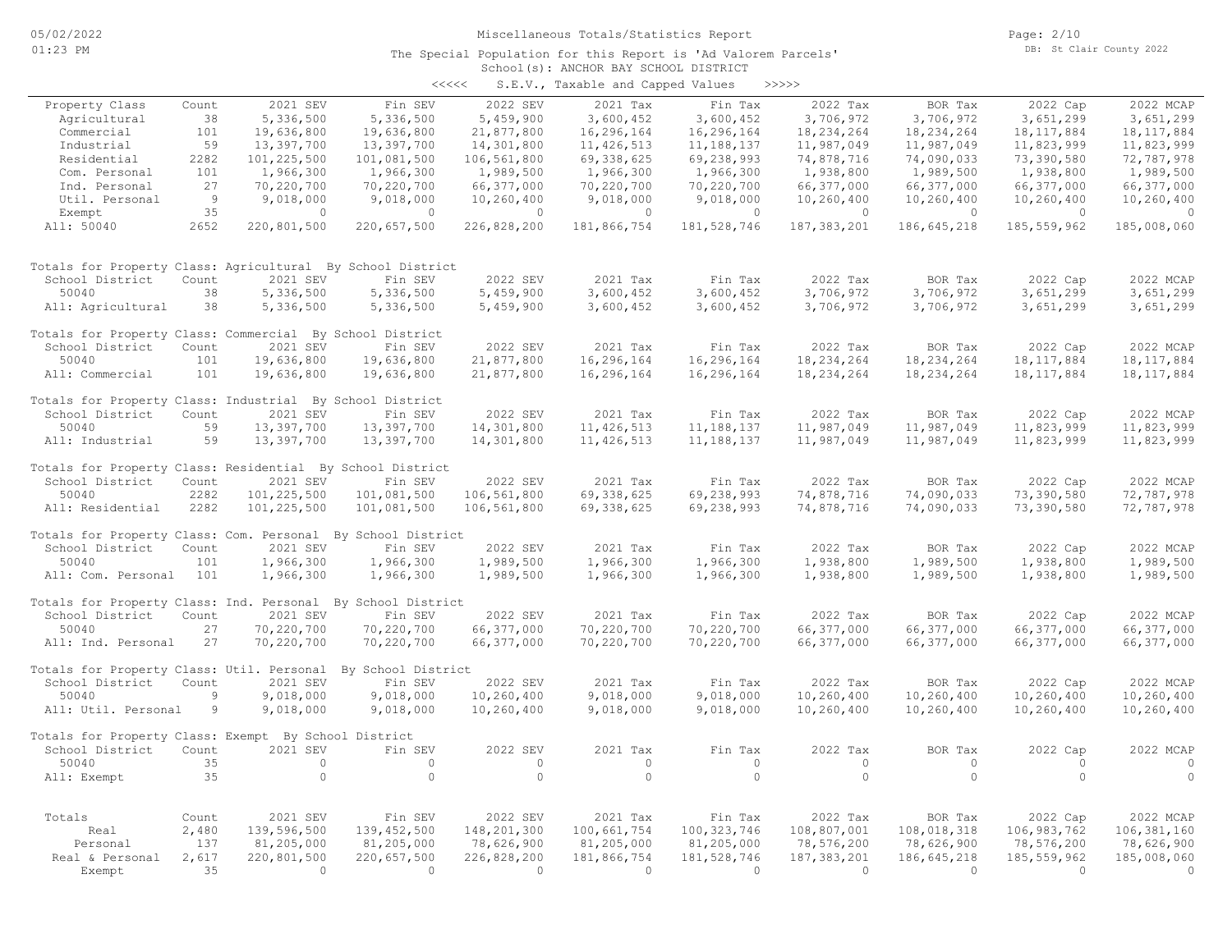# Miscellaneous Totals/Statistics Report

The Special Population for this Report is 'Ad Valorem Parcels'

School(s): ANCHOR BAY SCHOOL DISTRICT

<<<<< S.E.V., Taxable and Capped Values >>>>>

| Property Class | Count | 2021 SEV | Fin SEV | 2022 SEV | 2021 Tax | Fin Tax | 2022 Tax | BOR Tax | 2022 Cap | 2022 MCAP |
|---|---|---|---|---|---|---|---|---|---|---|
| Agricultural | 38 | 5,336,500 | 5,336,500 | 5,459,900 | 3,600,452 | 3,600,452 | 3,706,972 | 3,706,972 | 3,651,299 | 3,651,299 |
| Commercial | 101 | 19,636,800 | 19,636,800 | 21,877,800 | 16,296,164 | 16,296,164 | 18,234,264 | 18,234,264 | 18,117,884 | 18,117,884 |
| Industrial | 59 | 13,397,700 | 13,397,700 | 14,301,800 | 11,426,513 | 11,188,137 | 11,987,049 | 11,987,049 | 11,823,999 | 11,823,999 |
| Residential | 2282 | 101,225,500 | 101,081,500 | 106,561,800 | 69,338,625 | 69,238,993 | 74,878,716 | 74,090,033 | 73,390,580 | 72,787,978 |
| Com. Personal | 101 | 1,966,300 | 1,966,300 | 1,989,500 | 1,966,300 | 1,966,300 | 1,938,800 | 1,989,500 | 1,938,800 | 1,989,500 |
| Ind. Personal | 27 | 70,220,700 | 70,220,700 | 66,377,000 | 70,220,700 | 70,220,700 | 66,377,000 | 66,377,000 | 66,377,000 | 66,377,000 |
| Util. Personal | 9 | 9,018,000 | 9,018,000 | 10,260,400 | 9,018,000 | 9,018,000 | 10,260,400 | 10,260,400 | 10,260,400 | 10,260,400 |
| Exempt | 35 | 0 | 0 | 0 | 0 | 0 | 0 | 0 | 0 | 0 |
| All: 50040 | 2652 | 220,801,500 | 220,657,500 | 226,828,200 | 181,866,754 | 181,528,746 | 187,383,201 | 186,645,218 | 185,559,962 | 185,008,060 |

Totals for Property Class: Agricultural By School District

| School District | Count | 2021 SEV | Fin SEV | 2022 SEV | 2021 Tax | Fin Tax | 2022 Tax | BOR Tax | 2022 Cap | 2022 MCAP |
|---|---|---|---|---|---|---|---|---|---|---|
| 50040 | 38 | 5,336,500 | 5,336,500 | 5,459,900 | 3,600,452 | 3,600,452 | 3,706,972 | 3,706,972 | 3,651,299 | 3,651,299 |
| All: Agricultural | 38 | 5,336,500 | 5,336,500 | 5,459,900 | 3,600,452 | 3,600,452 | 3,706,972 | 3,706,972 | 3,651,299 | 3,651,299 |

Totals for Property Class: Commercial By School District

| School District | Count | 2021 SEV | Fin SEV | 2022 SEV | 2021 Tax | Fin Tax | 2022 Tax | BOR Tax | 2022 Cap | 2022 MCAP |
|---|---|---|---|---|---|---|---|---|---|---|
| 50040 | 101 | 19,636,800 | 19,636,800 | 21,877,800 | 16,296,164 | 16,296,164 | 18,234,264 | 18,234,264 | 18,117,884 | 18,117,884 |
| All: Commercial | 101 | 19,636,800 | 19,636,800 | 21,877,800 | 16,296,164 | 16,296,164 | 18,234,264 | 18,234,264 | 18,117,884 | 18,117,884 |

Totals for Property Class: Industrial By School District

| School District | Count | 2021 SEV | Fin SEV | 2022 SEV | 2021 Tax | Fin Tax | 2022 Tax | BOR Tax | 2022 Cap | 2022 MCAP |
|---|---|---|---|---|---|---|---|---|---|---|
| 50040 | 59 | 13,397,700 | 13,397,700 | 14,301,800 | 11,426,513 | 11,188,137 | 11,987,049 | 11,987,049 | 11,823,999 | 11,823,999 |
| All: Industrial | 59 | 13,397,700 | 13,397,700 | 14,301,800 | 11,426,513 | 11,188,137 | 11,987,049 | 11,987,049 | 11,823,999 | 11,823,999 |

Totals for Property Class: Residential By School District

| School District | Count | 2021 SEV | Fin SEV | 2022 SEV | 2021 Tax | Fin Tax | 2022 Tax | BOR Tax | 2022 Cap | 2022 MCAP |
|---|---|---|---|---|---|---|---|---|---|---|
| 50040 | 2282 | 101,225,500 | 101,081,500 | 106,561,800 | 69,338,625 | 69,238,993 | 74,878,716 | 74,090,033 | 73,390,580 | 72,787,978 |
| All: Residential | 2282 | 101,225,500 | 101,081,500 | 106,561,800 | 69,338,625 | 69,238,993 | 74,878,716 | 74,090,033 | 73,390,580 | 72,787,978 |

Totals for Property Class: Com. Personal By School District

| School District | Count | 2021 SEV | Fin SEV | 2022 SEV | 2021 Tax | Fin Tax | 2022 Tax | BOR Tax | 2022 Cap | 2022 MCAP |
|---|---|---|---|---|---|---|---|---|---|---|
| 50040 | 101 | 1,966,300 | 1,966,300 | 1,989,500 | 1,966,300 | 1,966,300 | 1,938,800 | 1,989,500 | 1,938,800 | 1,989,500 |
| All: Com. Personal | 101 | 1,966,300 | 1,966,300 | 1,989,500 | 1,966,300 | 1,966,300 | 1,938,800 | 1,989,500 | 1,938,800 | 1,989,500 |

Totals for Property Class: Ind. Personal By School District

| School District | Count | 2021 SEV | Fin SEV | 2022 SEV | 2021 Tax | Fin Tax | 2022 Tax | BOR Tax | 2022 Cap | 2022 MCAP |
|---|---|---|---|---|---|---|---|---|---|---|
| 50040 | 27 | 70,220,700 | 70,220,700 | 66,377,000 | 70,220,700 | 70,220,700 | 66,377,000 | 66,377,000 | 66,377,000 | 66,377,000 |
| All: Ind. Personal | 27 | 70,220,700 | 70,220,700 | 66,377,000 | 70,220,700 | 70,220,700 | 66,377,000 | 66,377,000 | 66,377,000 | 66,377,000 |

Totals for Property Class: Util. Personal By School District

| School District | Count | 2021 SEV | Fin SEV | 2022 SEV | 2021 Tax | Fin Tax | 2022 Tax | BOR Tax | 2022 Cap | 2022 MCAP |
|---|---|---|---|---|---|---|---|---|---|---|
| 50040 | 9 | 9,018,000 | 9,018,000 | 10,260,400 | 9,018,000 | 9,018,000 | 10,260,400 | 10,260,400 | 10,260,400 | 10,260,400 |
| All: Util. Personal | 9 | 9,018,000 | 9,018,000 | 10,260,400 | 9,018,000 | 9,018,000 | 10,260,400 | 10,260,400 | 10,260,400 | 10,260,400 |

Totals for Property Class: Exempt By School District

| School District | Count | 2021 SEV | Fin SEV | 2022 SEV | 2021 Tax | Fin Tax | 2022 Tax | BOR Tax | 2022 Cap | 2022 MCAP |
|---|---|---|---|---|---|---|---|---|---|---|
| 50040 | 35 | 0 | 0 | 0 | 0 | 0 | 0 | 0 | 0 | 0 |
| All: Exempt | 35 | 0 | 0 | 0 | 0 | 0 | 0 | 0 | 0 | 0 |

| Totals | Count | 2021 SEV | Fin SEV | 2022 SEV | 2021 Tax | Fin Tax | 2022 Tax | BOR Tax | 2022 Cap | 2022 MCAP |
|---|---|---|---|---|---|---|---|---|---|---|
| Real | 2,480 | 139,596,500 | 139,452,500 | 148,201,300 | 100,661,754 | 100,323,746 | 108,807,001 | 108,018,318 | 106,983,762 | 106,381,160 |
| Personal | 137 | 81,205,000 | 81,205,000 | 78,626,900 | 81,205,000 | 81,205,000 | 78,576,200 | 78,626,900 | 78,576,200 | 78,626,900 |
| Real & Personal | 2,617 | 220,801,500 | 220,657,500 | 226,828,200 | 181,866,754 | 181,528,746 | 187,383,201 | 186,645,218 | 185,559,962 | 185,008,060 |
| Exempt | 35 | 0 | 0 | 0 | 0 | 0 | 0 | 0 | 0 | 0 |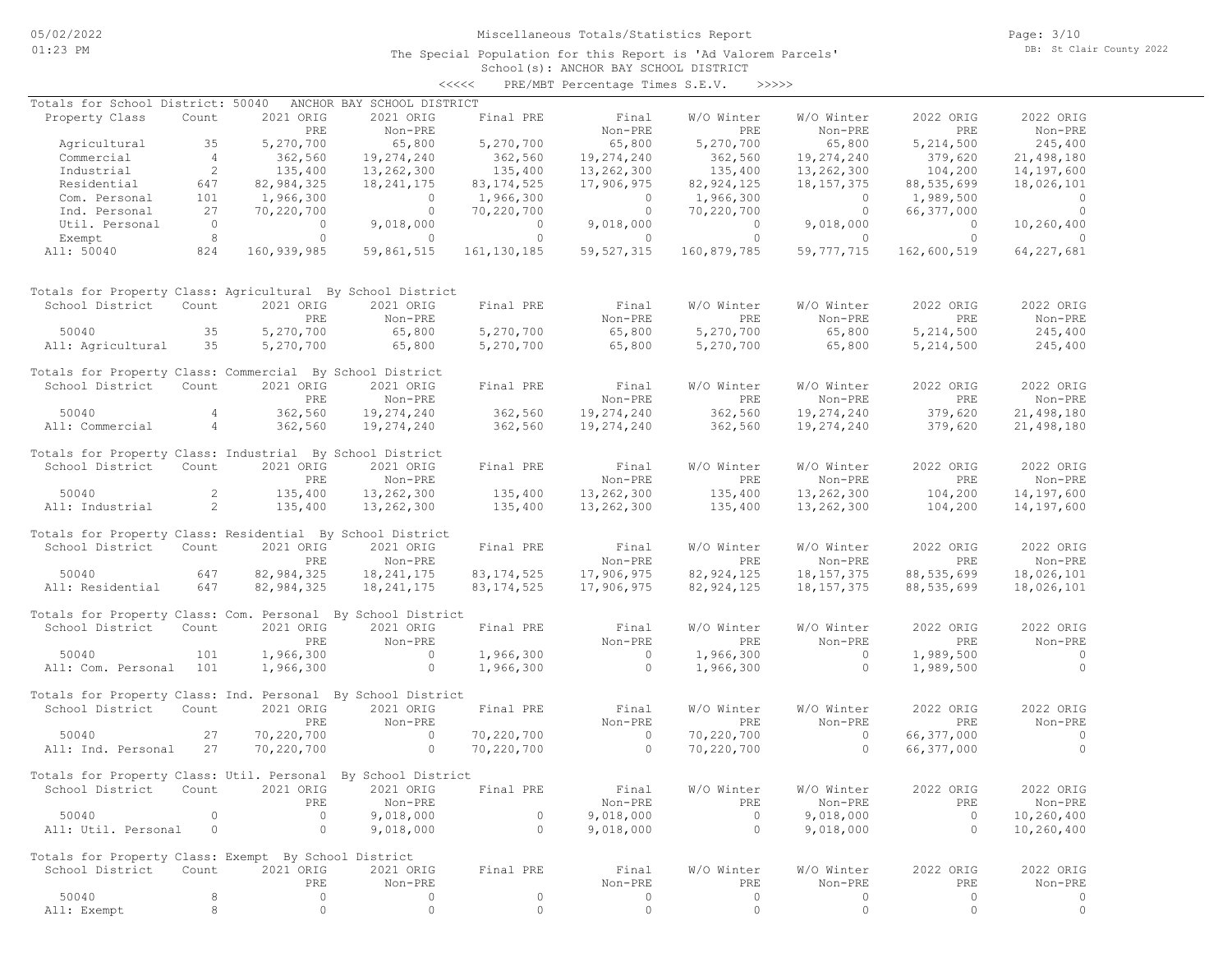Miscellaneous Totals/Statistics Report

The Special Population for this Report is 'Ad Valorem Parcels'

School(s): ANCHOR BAY SCHOOL DISTRICT

<<<<< PRE/MBT Percentage Times S.E.V. >>>>>

05/02/2022 01:23 PM — DB: St Clair County 2022

## Totals for School District: 50040 ANCHOR BAY SCHOOL DISTRICT

| Property Class | Count | 2021 ORIG PRE | 2021 ORIG Non-PRE | Final PRE | Final Non-PRE | W/O Winter PRE | W/O Winter Non-PRE | 2022 ORIG PRE | 2022 ORIG Non-PRE |
|---|---|---|---|---|---|---|---|---|---|
| Agricultural | 35 | 5,270,700 | 65,800 | 5,270,700 | 65,800 | 5,270,700 | 65,800 | 5,214,500 | 245,400 |
| Commercial | 4 | 362,560 | 19,274,240 | 362,560 | 19,274,240 | 362,560 | 19,274,240 | 379,620 | 21,498,180 |
| Industrial | 2 | 135,400 | 13,262,300 | 135,400 | 13,262,300 | 135,400 | 13,262,300 | 104,200 | 14,197,600 |
| Residential | 647 | 82,984,325 | 18,241,175 | 83,174,525 | 17,906,975 | 82,924,125 | 18,157,375 | 88,535,699 | 18,026,101 |
| Com. Personal | 101 | 1,966,300 | 0 | 1,966,300 | 0 | 1,966,300 | 0 | 1,989,500 | 0 |
| Ind. Personal | 27 | 70,220,700 | 0 | 70,220,700 | 0 | 70,220,700 | 0 | 66,377,000 | 0 |
| Util. Personal | 0 | 0 | 9,018,000 | 0 | 9,018,000 | 0 | 9,018,000 | 0 | 10,260,400 |
| Exempt | 8 | 0 | 0 | 0 | 0 | 0 | 0 | 0 | 0 |
| All: 50040 | 824 | 160,939,985 | 59,861,515 | 161,130,185 | 59,527,315 | 160,879,785 | 59,777,715 | 162,600,519 | 64,227,681 |

## Totals for Property Class: Agricultural By School District

| School District | Count | 2021 ORIG PRE | 2021 ORIG Non-PRE | Final PRE | Final Non-PRE | W/O Winter PRE | W/O Winter Non-PRE | 2022 ORIG PRE | 2022 ORIG Non-PRE |
|---|---|---|---|---|---|---|---|---|---|
| 50040 | 35 | 5,270,700 | 65,800 | 5,270,700 | 65,800 | 5,270,700 | 65,800 | 5,214,500 | 245,400 |
| All: Agricultural | 35 | 5,270,700 | 65,800 | 5,270,700 | 65,800 | 5,270,700 | 65,800 | 5,214,500 | 245,400 |

## Totals for Property Class: Commercial By School District

| School District | Count | 2021 ORIG PRE | 2021 ORIG Non-PRE | Final PRE | Final Non-PRE | W/O Winter PRE | W/O Winter Non-PRE | 2022 ORIG PRE | 2022 ORIG Non-PRE |
|---|---|---|---|---|---|---|---|---|---|
| 50040 | 4 | 362,560 | 19,274,240 | 362,560 | 19,274,240 | 362,560 | 19,274,240 | 379,620 | 21,498,180 |
| All: Commercial | 4 | 362,560 | 19,274,240 | 362,560 | 19,274,240 | 362,560 | 19,274,240 | 379,620 | 21,498,180 |

## Totals for Property Class: Industrial By School District

| School District | Count | 2021 ORIG PRE | 2021 ORIG Non-PRE | Final PRE | Final Non-PRE | W/O Winter PRE | W/O Winter Non-PRE | 2022 ORIG PRE | 2022 ORIG Non-PRE |
|---|---|---|---|---|---|---|---|---|---|
| 50040 | 2 | 135,400 | 13,262,300 | 135,400 | 13,262,300 | 135,400 | 13,262,300 | 104,200 | 14,197,600 |
| All: Industrial | 2 | 135,400 | 13,262,300 | 135,400 | 13,262,300 | 135,400 | 13,262,300 | 104,200 | 14,197,600 |

## Totals for Property Class: Residential By School District

| School District | Count | 2021 ORIG PRE | 2021 ORIG Non-PRE | Final PRE | Final Non-PRE | W/O Winter PRE | W/O Winter Non-PRE | 2022 ORIG PRE | 2022 ORIG Non-PRE |
|---|---|---|---|---|---|---|---|---|---|
| 50040 | 647 | 82,984,325 | 18,241,175 | 83,174,525 | 17,906,975 | 82,924,125 | 18,157,375 | 88,535,699 | 18,026,101 |
| All: Residential | 647 | 82,984,325 | 18,241,175 | 83,174,525 | 17,906,975 | 82,924,125 | 18,157,375 | 88,535,699 | 18,026,101 |

## Totals for Property Class: Com. Personal By School District

| School District | Count | 2021 ORIG PRE | 2021 ORIG Non-PRE | Final PRE | Final Non-PRE | W/O Winter PRE | W/O Winter Non-PRE | 2022 ORIG PRE | 2022 ORIG Non-PRE |
|---|---|---|---|---|---|---|---|---|---|
| 50040 | 101 | 1,966,300 | 0 | 1,966,300 | 0 | 1,966,300 | 0 | 1,989,500 | 0 |
| All: Com. Personal | 101 | 1,966,300 | 0 | 1,966,300 | 0 | 1,966,300 | 0 | 1,989,500 | 0 |

## Totals for Property Class: Ind. Personal By School District

| School District | Count | 2021 ORIG PRE | 2021 ORIG Non-PRE | Final PRE | Final Non-PRE | W/O Winter PRE | W/O Winter Non-PRE | 2022 ORIG PRE | 2022 ORIG Non-PRE |
|---|---|---|---|---|---|---|---|---|---|
| 50040 | 27 | 70,220,700 | 0 | 70,220,700 | 0 | 70,220,700 | 0 | 66,377,000 | 0 |
| All: Ind. Personal | 27 | 70,220,700 | 0 | 70,220,700 | 0 | 70,220,700 | 0 | 66,377,000 | 0 |

## Totals for Property Class: Util. Personal By School District

| School District | Count | 2021 ORIG PRE | 2021 ORIG Non-PRE | Final PRE | Final Non-PRE | W/O Winter PRE | W/O Winter Non-PRE | 2022 ORIG PRE | 2022 ORIG Non-PRE |
|---|---|---|---|---|---|---|---|---|---|
| 50040 | 0 | 0 | 9,018,000 | 0 | 9,018,000 | 0 | 9,018,000 | 0 | 10,260,400 |
| All: Util. Personal | 0 | 0 | 9,018,000 | 0 | 9,018,000 | 0 | 9,018,000 | 0 | 10,260,400 |

## Totals for Property Class: Exempt By School District

| School District | Count | 2021 ORIG PRE | 2021 ORIG Non-PRE | Final PRE | Final Non-PRE | W/O Winter PRE | W/O Winter Non-PRE | 2022 ORIG PRE | 2022 ORIG Non-PRE |
|---|---|---|---|---|---|---|---|---|---|
| 50040 | 8 | 0 | 0 | 0 | 0 | 0 | 0 | 0 | 0 |
| All: Exempt | 8 | 0 | 0 | 0 | 0 | 0 | 0 | 0 | 0 |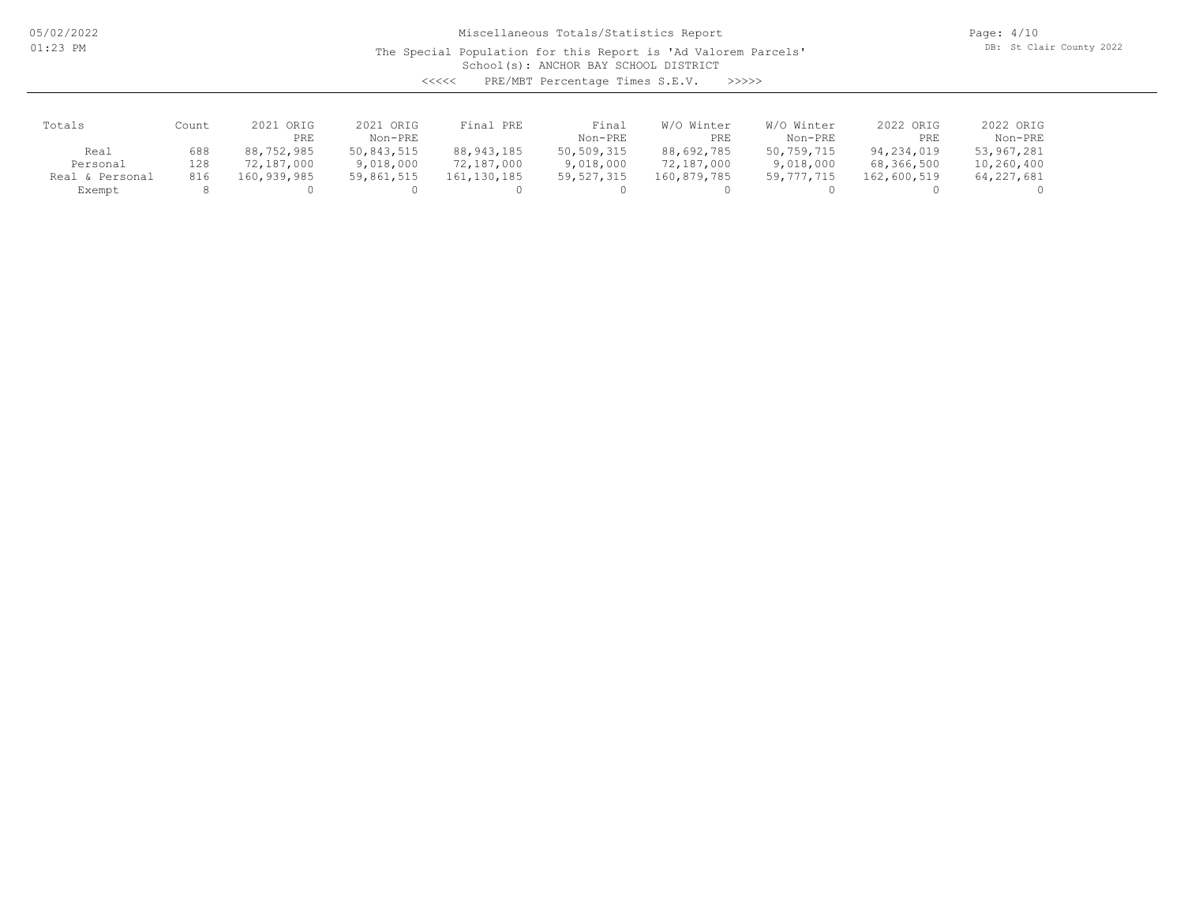# Miscellaneous Totals/Statistics Report

The Special Population for this Report is 'Ad Valorem Parcels'

School(s): ANCHOR BAY SCHOOL DISTRICT

<<<<< PRE/MBT Percentage Times S.E.V. >>>>>

| Totals | Count | 2021 ORIG PRE | 2021 ORIG Non-PRE | Final PRE | Final Non-PRE | W/O Winter PRE | W/O Winter Non-PRE | 2022 ORIG PRE | 2022 ORIG Non-PRE |
|---|---|---|---|---|---|---|---|---|---|
| Real | 688 | 88,752,985 | 50,843,515 | 88,943,185 | 50,509,315 | 88,692,785 | 50,759,715 | 94,234,019 | 53,967,281 |
| Personal | 128 | 72,187,000 | 9,018,000 | 72,187,000 | 9,018,000 | 72,187,000 | 9,018,000 | 68,366,500 | 10,260,400 |
| Real & Personal | 816 | 160,939,985 | 59,861,515 | 161,130,185 | 59,527,315 | 160,879,785 | 59,777,715 | 162,600,519 | 64,227,681 |
| Exempt | 8 | 0 | 0 | 0 | 0 | 0 | 0 | 0 | 0 |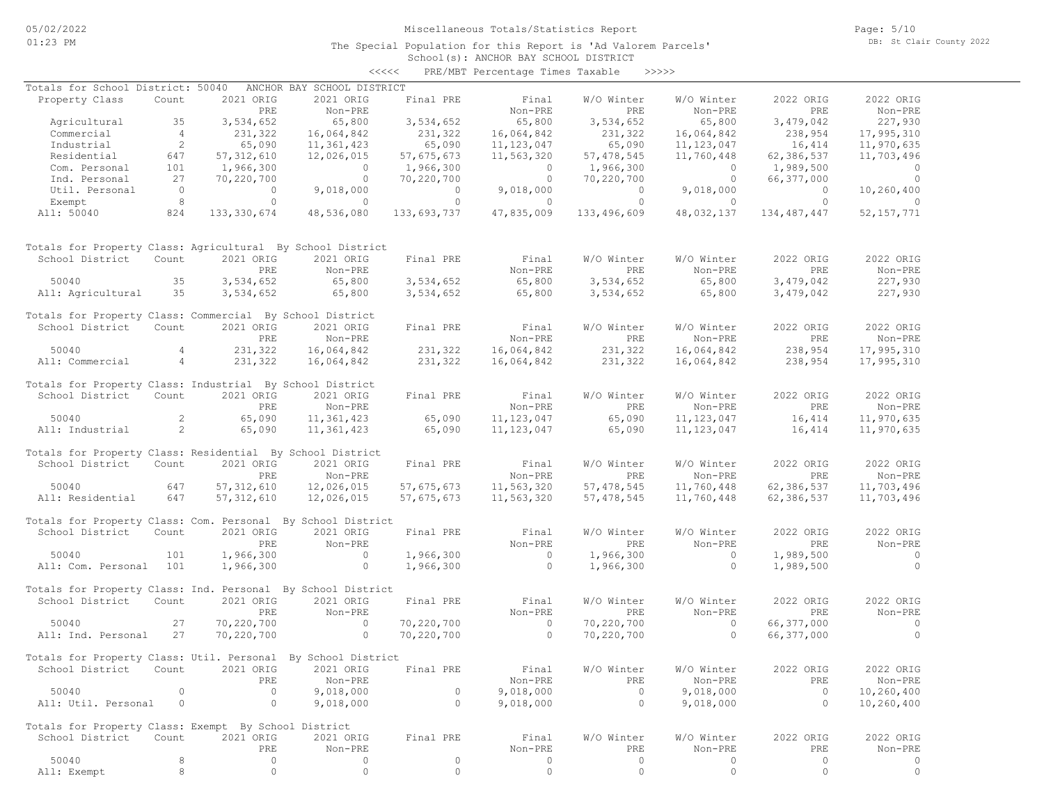Miscellaneous Totals/Statistics Report

The Special Population for this Report is 'Ad Valorem Parcels'

School(s): ANCHOR BAY SCHOOL DISTRICT

<<<<< PRE/MBT Percentage Times Taxable >>>>>

## Totals for School District: 50040 ANCHOR BAY SCHOOL DISTRICT

| Property Class | Count | 2021 ORIG PRE | 2021 ORIG Non-PRE | Final PRE | Final Non-PRE | W/O Winter PRE | W/O Winter Non-PRE | 2022 ORIG PRE | 2022 ORIG Non-PRE |
|---|---|---|---|---|---|---|---|---|---|
| Agricultural | 35 | 3,534,652 | 65,800 | 3,534,652 | 65,800 | 3,534,652 | 65,800 | 3,479,042 | 227,930 |
| Commercial | 4 | 231,322 | 16,064,842 | 231,322 | 16,064,842 | 231,322 | 16,064,842 | 238,954 | 17,995,310 |
| Industrial | 2 | 65,090 | 11,361,423 | 65,090 | 11,123,047 | 65,090 | 11,123,047 | 16,414 | 11,970,635 |
| Residential | 647 | 57,312,610 | 12,026,015 | 57,675,673 | 11,563,320 | 57,478,545 | 11,760,448 | 62,386,537 | 11,703,496 |
| Com. Personal | 101 | 1,966,300 | 0 | 1,966,300 | 0 | 1,966,300 | 0 | 1,989,500 | 0 |
| Ind. Personal | 27 | 70,220,700 | 0 | 70,220,700 | 0 | 70,220,700 | 0 | 66,377,000 | 0 |
| Util. Personal | 0 | 0 | 9,018,000 | 0 | 9,018,000 | 0 | 9,018,000 | 0 | 10,260,400 |
| Exempt | 8 | 0 | 0 | 0 | 0 | 0 | 0 | 0 | 0 |
| All: 50040 | 824 | 133,330,674 | 48,536,080 | 133,693,737 | 47,835,009 | 133,496,609 | 48,032,137 | 134,487,447 | 52,157,771 |

## Totals for Property Class: Agricultural By School District

| School District | Count | 2021 ORIG PRE | 2021 ORIG Non-PRE | Final PRE | Final Non-PRE | W/O Winter PRE | W/O Winter Non-PRE | 2022 ORIG PRE | 2022 ORIG Non-PRE |
|---|---|---|---|---|---|---|---|---|---|
| 50040 | 35 | 3,534,652 | 65,800 | 3,534,652 | 65,800 | 3,534,652 | 65,800 | 3,479,042 | 227,930 |
| All: Agricultural | 35 | 3,534,652 | 65,800 | 3,534,652 | 65,800 | 3,534,652 | 65,800 | 3,479,042 | 227,930 |

## Totals for Property Class: Commercial By School District

| School District | Count | 2021 ORIG PRE | 2021 ORIG Non-PRE | Final PRE | Final Non-PRE | W/O Winter PRE | W/O Winter Non-PRE | 2022 ORIG PRE | 2022 ORIG Non-PRE |
|---|---|---|---|---|---|---|---|---|---|
| 50040 | 4 | 231,322 | 16,064,842 | 231,322 | 16,064,842 | 231,322 | 16,064,842 | 238,954 | 17,995,310 |
| All: Commercial | 4 | 231,322 | 16,064,842 | 231,322 | 16,064,842 | 231,322 | 16,064,842 | 238,954 | 17,995,310 |

## Totals for Property Class: Industrial By School District

| School District | Count | 2021 ORIG PRE | 2021 ORIG Non-PRE | Final PRE | Final Non-PRE | W/O Winter PRE | W/O Winter Non-PRE | 2022 ORIG PRE | 2022 ORIG Non-PRE |
|---|---|---|---|---|---|---|---|---|---|
| 50040 | 2 | 65,090 | 11,361,423 | 65,090 | 11,123,047 | 65,090 | 11,123,047 | 16,414 | 11,970,635 |
| All: Industrial | 2 | 65,090 | 11,361,423 | 65,090 | 11,123,047 | 65,090 | 11,123,047 | 16,414 | 11,970,635 |

## Totals for Property Class: Residential By School District

| School District | Count | 2021 ORIG PRE | 2021 ORIG Non-PRE | Final PRE | Final Non-PRE | W/O Winter PRE | W/O Winter Non-PRE | 2022 ORIG PRE | 2022 ORIG Non-PRE |
|---|---|---|---|---|---|---|---|---|---|
| 50040 | 647 | 57,312,610 | 12,026,015 | 57,675,673 | 11,563,320 | 57,478,545 | 11,760,448 | 62,386,537 | 11,703,496 |
| All: Residential | 647 | 57,312,610 | 12,026,015 | 57,675,673 | 11,563,320 | 57,478,545 | 11,760,448 | 62,386,537 | 11,703,496 |

## Totals for Property Class: Com. Personal By School District

| School District | Count | 2021 ORIG PRE | 2021 ORIG Non-PRE | Final PRE | Final Non-PRE | W/O Winter PRE | W/O Winter Non-PRE | 2022 ORIG PRE | 2022 ORIG Non-PRE |
|---|---|---|---|---|---|---|---|---|---|
| 50040 | 101 | 1,966,300 | 0 | 1,966,300 | 0 | 1,966,300 | 0 | 1,989,500 | 0 |
| All: Com. Personal | 101 | 1,966,300 | 0 | 1,966,300 | 0 | 1,966,300 | 0 | 1,989,500 | 0 |

## Totals for Property Class: Ind. Personal By School District

| School District | Count | 2021 ORIG PRE | 2021 ORIG Non-PRE | Final PRE | Final Non-PRE | W/O Winter PRE | W/O Winter Non-PRE | 2022 ORIG PRE | 2022 ORIG Non-PRE |
|---|---|---|---|---|---|---|---|---|---|
| 50040 | 27 | 70,220,700 | 0 | 70,220,700 | 0 | 70,220,700 | 0 | 66,377,000 | 0 |
| All: Ind. Personal | 27 | 70,220,700 | 0 | 70,220,700 | 0 | 70,220,700 | 0 | 66,377,000 | 0 |

## Totals for Property Class: Util. Personal By School District

| School District | Count | 2021 ORIG PRE | 2021 ORIG Non-PRE | Final PRE | Final Non-PRE | W/O Winter PRE | W/O Winter Non-PRE | 2022 ORIG PRE | 2022 ORIG Non-PRE |
|---|---|---|---|---|---|---|---|---|---|
| 50040 | 0 | 0 | 9,018,000 | 0 | 9,018,000 | 0 | 9,018,000 | 0 | 10,260,400 |
| All: Util. Personal | 0 | 0 | 9,018,000 | 0 | 9,018,000 | 0 | 9,018,000 | 0 | 10,260,400 |

## Totals for Property Class: Exempt By School District

| School District | Count | 2021 ORIG PRE | 2021 ORIG Non-PRE | Final PRE | Final Non-PRE | W/O Winter PRE | W/O Winter Non-PRE | 2022 ORIG PRE | 2022 ORIG Non-PRE |
|---|---|---|---|---|---|---|---|---|---|
| 50040 | 8 | 0 | 0 | 0 | 0 | 0 | 0 | 0 | 0 |
| All: Exempt | 8 | 0 | 0 | 0 | 0 | 0 | 0 | 0 | 0 |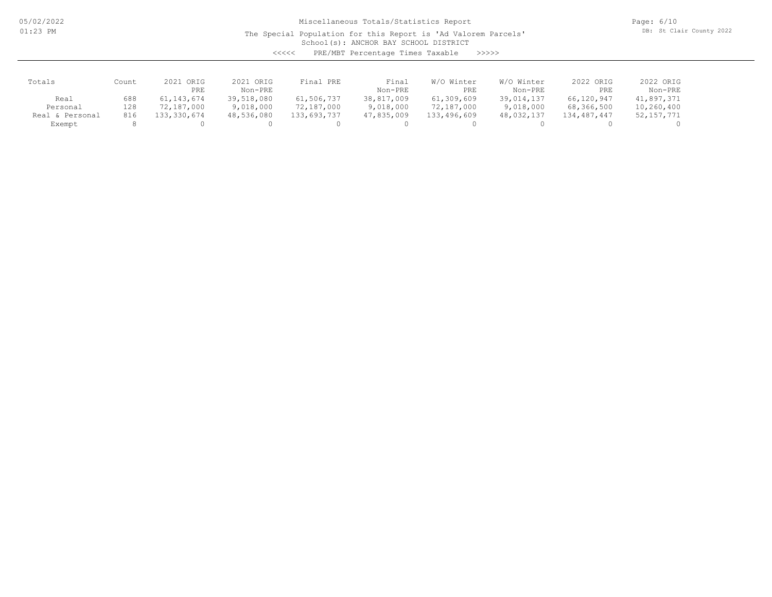# Miscellaneous Totals/Statistics Report

The Special Population for this Report is 'Ad Valorem Parcels'

School(s): ANCHOR BAY SCHOOL DISTRICT

<<<<< PRE/MBT Percentage Times Taxable >>>>>

| Totals | Count | 2021 ORIG PRE | 2021 ORIG Non-PRE | Final PRE | Final Non-PRE | W/O Winter PRE | W/O Winter Non-PRE | 2022 ORIG PRE | 2022 ORIG Non-PRE |
|---|---|---|---|---|---|---|---|---|---|
| Real | 688 | 61,143,674 | 39,518,080 | 61,506,737 | 38,817,009 | 61,309,609 | 39,014,137 | 66,120,947 | 41,897,371 |
| Personal | 128 | 72,187,000 | 9,018,000 | 72,187,000 | 9,018,000 | 72,187,000 | 9,018,000 | 68,366,500 | 10,260,400 |
| Real & Personal | 816 | 133,330,674 | 48,536,080 | 133,693,737 | 47,835,009 | 133,496,609 | 48,032,137 | 134,487,447 | 52,157,771 |
| Exempt | 8 | 0 | 0 | 0 | 0 | 0 | 0 | 0 | 0 |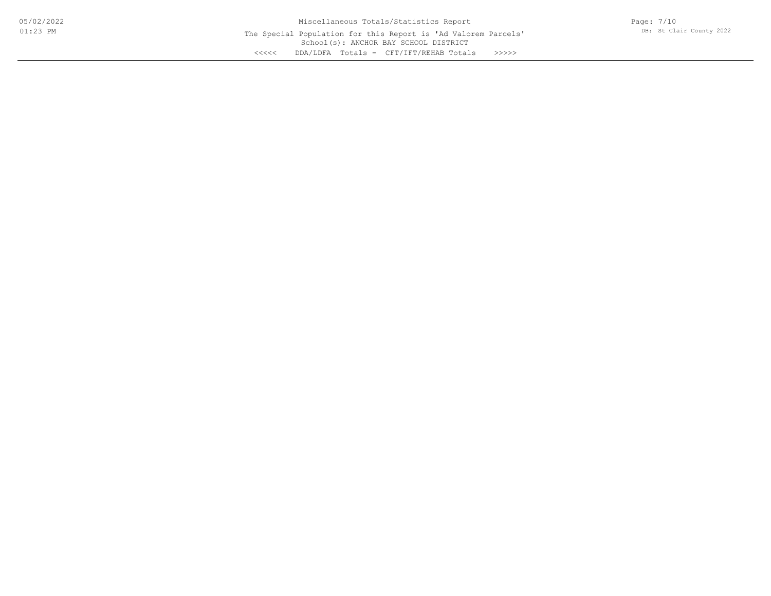Miscellaneous Totals/Statistics Report

The Special Population for this Report is 'Ad Valorem Parcels'

School(s): ANCHOR BAY SCHOOL DISTRICT

<<<<< DDA/LDFA Totals - CFT/IFT/REHAB Totals >>>>>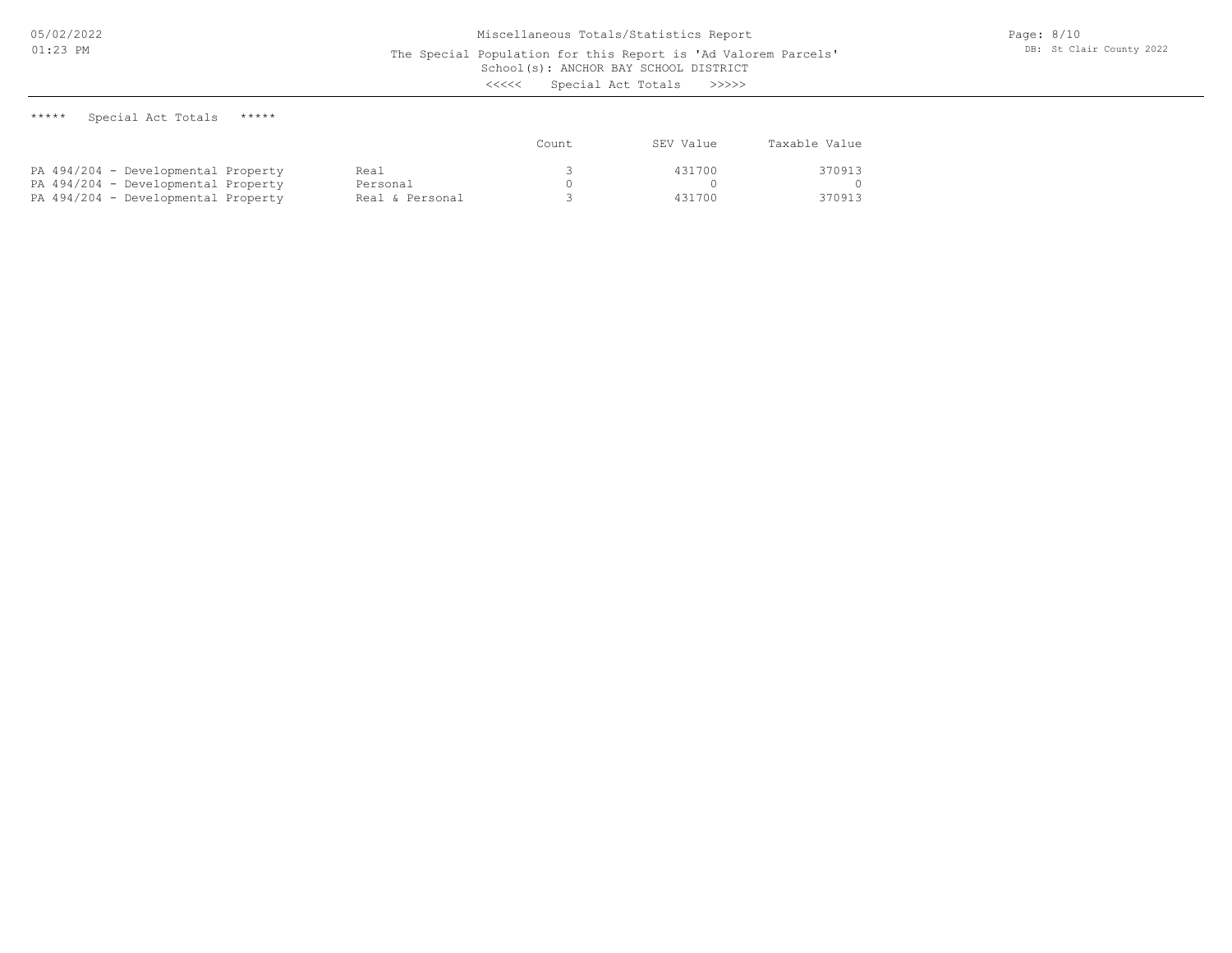# Miscellaneous Totals/Statistics Report

The Special Population for this Report is 'Ad Valorem Parcels'

School(s): ANCHOR BAY SCHOOL DISTRICT

<<<<< Special Act Totals >>>>>

***** Special Act Totals *****

| | | Count | SEV Value | Taxable Value |
|---|---|---|---|---|
| PA 494/204 - Developmental Property | Real | 3 | 431700 | 370913 |
| PA 494/204 - Developmental Property | Personal | 0 | 0 | 0 |
| PA 494/204 - Developmental Property | Real & Personal | 3 | 431700 | 370913 |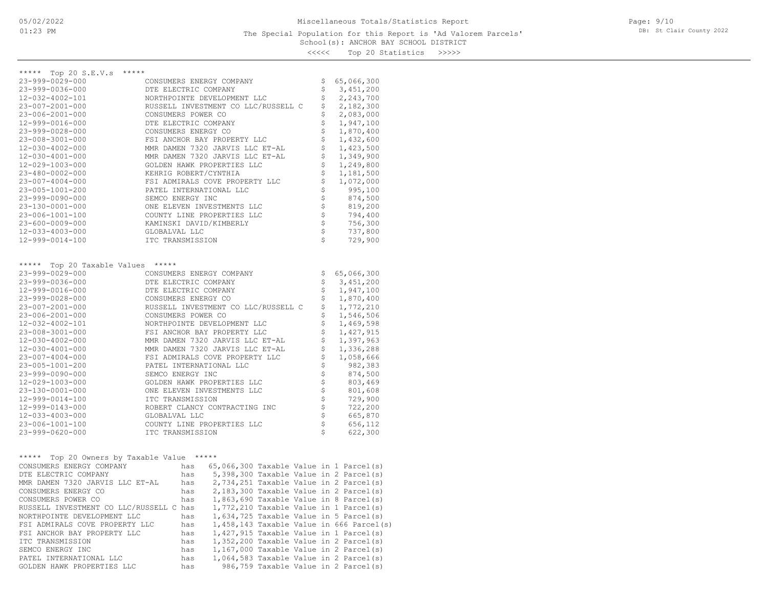# Miscellaneous Totals/Statistics Report

The Special Population for this Report is 'Ad Valorem Parcels'

School(s): ANCHOR BAY SCHOOL DISTRICT

<<<<< Top 20 Statistics >>>>>

## ***** Top 20 S.E.V.s *****

| Parcel | Owner | S.E.V. |
|---|---|---|
| 23-999-0029-000 | CONSUMERS ENERGY COMPANY | $ 65,066,300 |
| 23-999-0036-000 | DTE ELECTRIC COMPANY | $ 3,451,200 |
| 12-032-4002-101 | NORTHPOINTE DEVELOPMENT LLC | $ 2,243,700 |
| 23-007-2001-000 | RUSSELL INVESTMENT CO LLC/RUSSELL C | $ 2,182,300 |
| 23-006-2001-000 | CONSUMERS POWER CO | $ 2,083,000 |
| 12-999-0016-000 | DTE ELECTRIC COMPANY | $ 1,947,100 |
| 23-999-0028-000 | CONSUMERS ENERGY CO | $ 1,870,400 |
| 23-008-3001-000 | FSI ANCHOR BAY PROPERTY LLC | $ 1,432,600 |
| 12-030-4002-000 | MMR DAMEN 7320 JARVIS LLC ET-AL | $ 1,423,500 |
| 12-030-4001-000 | MMR DAMEN 7320 JARVIS LLC ET-AL | $ 1,349,900 |
| 12-029-1003-000 | GOLDEN HAWK PROPERTIES LLC | $ 1,249,800 |
| 23-480-0002-000 | KEHRIG ROBERT/CYNTHIA | $ 1,181,500 |
| 23-007-4004-000 | FSI ADMIRALS COVE PROPERTY LLC | $ 1,072,000 |
| 23-005-1001-200 | PATEL INTERNATIONAL LLC | $ 995,100 |
| 23-999-0090-000 | SEMCO ENERGY INC | $ 874,500 |
| 23-130-0001-000 | ONE ELEVEN INVESTMENTS LLC | $ 819,200 |
| 23-006-1001-100 | COUNTY LINE PROPERTIES LLC | $ 794,400 |
| 23-600-0009-000 | KAMINSKI DAVID/KIMBERLY | $ 756,300 |
| 12-033-4003-000 | GLOBALVAL LLC | $ 737,800 |
| 12-999-0014-100 | ITC TRANSMISSION | $ 729,900 |

## ***** Top 20 Taxable Values *****

| Parcel | Owner | Taxable Value |
|---|---|---|
| 23-999-0029-000 | CONSUMERS ENERGY COMPANY | $ 65,066,300 |
| 23-999-0036-000 | DTE ELECTRIC COMPANY | $ 3,451,200 |
| 12-999-0016-000 | DTE ELECTRIC COMPANY | $ 1,947,100 |
| 23-999-0028-000 | CONSUMERS ENERGY CO | $ 1,870,400 |
| 23-007-2001-000 | RUSSELL INVESTMENT CO LLC/RUSSELL C | $ 1,772,210 |
| 23-006-2001-000 | CONSUMERS POWER CO | $ 1,546,506 |
| 12-032-4002-101 | NORTHPOINTE DEVELOPMENT LLC | $ 1,469,598 |
| 23-008-3001-000 | FSI ANCHOR BAY PROPERTY LLC | $ 1,427,915 |
| 12-030-4002-000 | MMR DAMEN 7320 JARVIS LLC ET-AL | $ 1,397,963 |
| 12-030-4001-000 | MMR DAMEN 7320 JARVIS LLC ET-AL | $ 1,336,288 |
| 23-007-4004-000 | FSI ADMIRALS COVE PROPERTY LLC | $ 1,058,666 |
| 23-005-1001-200 | PATEL INTERNATIONAL LLC | $ 982,383 |
| 23-999-0090-000 | SEMCO ENERGY INC | $ 874,500 |
| 12-029-1003-000 | GOLDEN HAWK PROPERTIES LLC | $ 803,469 |
| 23-130-0001-000 | ONE ELEVEN INVESTMENTS LLC | $ 801,608 |
| 12-999-0014-100 | ITC TRANSMISSION | $ 729,900 |
| 12-999-0143-000 | ROBERT CLANCY CONTRACTING INC | $ 722,200 |
| 12-033-4003-000 | GLOBALVAL LLC | $ 665,870 |
| 23-006-1001-100 | COUNTY LINE PROPERTIES LLC | $ 656,112 |
| 23-999-0620-000 | ITC TRANSMISSION | $ 622,300 |

## ***** Top 20 Owners by Taxable Value *****

| Owner | | Taxable Value | Parcel(s) |
|---|---|---|---|
| CONSUMERS ENERGY COMPANY | has | 65,066,300 Taxable Value | in 1 Parcel(s) |
| DTE ELECTRIC COMPANY | has | 5,398,300 Taxable Value | in 2 Parcel(s) |
| MMR DAMEN 7320 JARVIS LLC ET-AL | has | 2,734,251 Taxable Value | in 2 Parcel(s) |
| CONSUMERS ENERGY CO | has | 2,183,300 Taxable Value | in 2 Parcel(s) |
| CONSUMERS POWER CO | has | 1,863,690 Taxable Value | in 8 Parcel(s) |
| RUSSELL INVESTMENT CO LLC/RUSSELL C | has | 1,772,210 Taxable Value | in 1 Parcel(s) |
| NORTHPOINTE DEVELOPMENT LLC | has | 1,634,725 Taxable Value | in 5 Parcel(s) |
| FSI ADMIRALS COVE PROPERTY LLC | has | 1,458,143 Taxable Value | in 666 Parcel(s) |
| FSI ANCHOR BAY PROPERTY LLC | has | 1,427,915 Taxable Value | in 1 Parcel(s) |
| ITC TRANSMISSION | has | 1,352,200 Taxable Value | in 2 Parcel(s) |
| SEMCO ENERGY INC | has | 1,167,000 Taxable Value | in 2 Parcel(s) |
| PATEL INTERNATIONAL LLC | has | 1,064,583 Taxable Value | in 2 Parcel(s) |
| GOLDEN HAWK PROPERTIES LLC | has | 986,759 Taxable Value | in 2 Parcel(s) |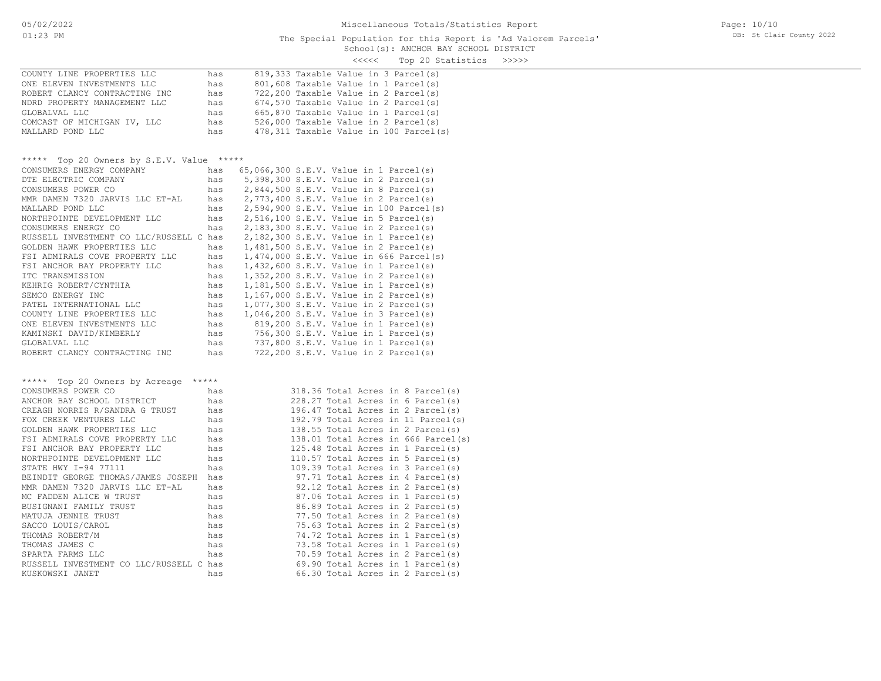Miscellaneous Totals/Statistics Report

The Special Population for this Report is 'Ad Valorem Parcels'

School(s): ANCHOR BAY SCHOOL DISTRICT

<<<<< Top 20 Statistics >>>>>

| | | |
|---|---|---|
| COUNTY LINE PROPERTIES LLC | has | 819,333 Taxable Value in 3 Parcel(s) |
| ONE ELEVEN INVESTMENTS LLC | has | 801,608 Taxable Value in 1 Parcel(s) |
| ROBERT CLANCY CONTRACTING INC | has | 722,200 Taxable Value in 2 Parcel(s) |
| NDRD PROPERTY MANAGEMENT LLC | has | 674,570 Taxable Value in 2 Parcel(s) |
| GLOBALVAL LLC | has | 665,870 Taxable Value in 1 Parcel(s) |
| COMCAST OF MICHIGAN IV, LLC | has | 526,000 Taxable Value in 2 Parcel(s) |
| MALLARD POND LLC | has | 478,311 Taxable Value in 100 Parcel(s) |

***** Top 20 Owners by S.E.V. Value *****

| | | |
|---|---|---|
| CONSUMERS ENERGY COMPANY | has | 65,066,300 S.E.V. Value in 1 Parcel(s) |
| DTE ELECTRIC COMPANY | has | 5,398,300 S.E.V. Value in 2 Parcel(s) |
| CONSUMERS POWER CO | has | 2,844,500 S.E.V. Value in 8 Parcel(s) |
| MMR DAMEN 7320 JARVIS LLC ET-AL | has | 2,773,400 S.E.V. Value in 2 Parcel(s) |
| MALLARD POND LLC | has | 2,594,900 S.E.V. Value in 100 Parcel(s) |
| NORTHPOINTE DEVELOPMENT LLC | has | 2,516,100 S.E.V. Value in 5 Parcel(s) |
| CONSUMERS ENERGY CO | has | 2,183,300 S.E.V. Value in 2 Parcel(s) |
| RUSSELL INVESTMENT CO LLC/RUSSELL C | has | 2,182,300 S.E.V. Value in 1 Parcel(s) |
| GOLDEN HAWK PROPERTIES LLC | has | 1,481,500 S.E.V. Value in 2 Parcel(s) |
| FSI ADMIRALS COVE PROPERTY LLC | has | 1,474,000 S.E.V. Value in 666 Parcel(s) |
| FSI ANCHOR BAY PROPERTY LLC | has | 1,432,600 S.E.V. Value in 1 Parcel(s) |
| ITC TRANSMISSION | has | 1,352,200 S.E.V. Value in 2 Parcel(s) |
| KEHRIG ROBERT/CYNTHIA | has | 1,181,500 S.E.V. Value in 1 Parcel(s) |
| SEMCO ENERGY INC | has | 1,167,000 S.E.V. Value in 2 Parcel(s) |
| PATEL INTERNATIONAL LLC | has | 1,077,300 S.E.V. Value in 2 Parcel(s) |
| COUNTY LINE PROPERTIES LLC | has | 1,046,200 S.E.V. Value in 3 Parcel(s) |
| ONE ELEVEN INVESTMENTS LLC | has | 819,200 S.E.V. Value in 1 Parcel(s) |
| KAMINSKI DAVID/KIMBERLY | has | 756,300 S.E.V. Value in 1 Parcel(s) |
| GLOBALVAL LLC | has | 737,800 S.E.V. Value in 1 Parcel(s) |
| ROBERT CLANCY CONTRACTING INC | has | 722,200 S.E.V. Value in 2 Parcel(s) |

***** Top 20 Owners by Acreage *****

| | | |
|---|---|---|
| CONSUMERS POWER CO | has | 318.36 Total Acres in 8 Parcel(s) |
| ANCHOR BAY SCHOOL DISTRICT | has | 228.27 Total Acres in 6 Parcel(s) |
| CREAGH NORRIS R/SANDRA G TRUST | has | 196.47 Total Acres in 2 Parcel(s) |
| FOX CREEK VENTURES LLC | has | 192.79 Total Acres in 11 Parcel(s) |
| GOLDEN HAWK PROPERTIES LLC | has | 138.55 Total Acres in 2 Parcel(s) |
| FSI ADMIRALS COVE PROPERTY LLC | has | 138.01 Total Acres in 666 Parcel(s) |
| FSI ANCHOR BAY PROPERTY LLC | has | 125.48 Total Acres in 1 Parcel(s) |
| NORTHPOINTE DEVELOPMENT LLC | has | 110.57 Total Acres in 5 Parcel(s) |
| STATE HWY I-94 77111 | has | 109.39 Total Acres in 3 Parcel(s) |
| BEINDIT GEORGE THOMAS/JAMES JOSEPH | has | 97.71 Total Acres in 4 Parcel(s) |
| MMR DAMEN 7320 JARVIS LLC ET-AL | has | 92.12 Total Acres in 2 Parcel(s) |
| MC FADDEN ALICE W TRUST | has | 87.06 Total Acres in 1 Parcel(s) |
| BUSIGNANI FAMILY TRUST | has | 86.89 Total Acres in 2 Parcel(s) |
| MATUJA JENNIE TRUST | has | 77.50 Total Acres in 2 Parcel(s) |
| SACCO LOUIS/CAROL | has | 75.63 Total Acres in 2 Parcel(s) |
| THOMAS ROBERT/M | has | 74.72 Total Acres in 1 Parcel(s) |
| THOMAS JAMES C | has | 73.58 Total Acres in 1 Parcel(s) |
| SPARTA FARMS LLC | has | 70.59 Total Acres in 2 Parcel(s) |
| RUSSELL INVESTMENT CO LLC/RUSSELL C | has | 69.90 Total Acres in 1 Parcel(s) |
| KUSKOWSKI JANET | has | 66.30 Total Acres in 2 Parcel(s) |